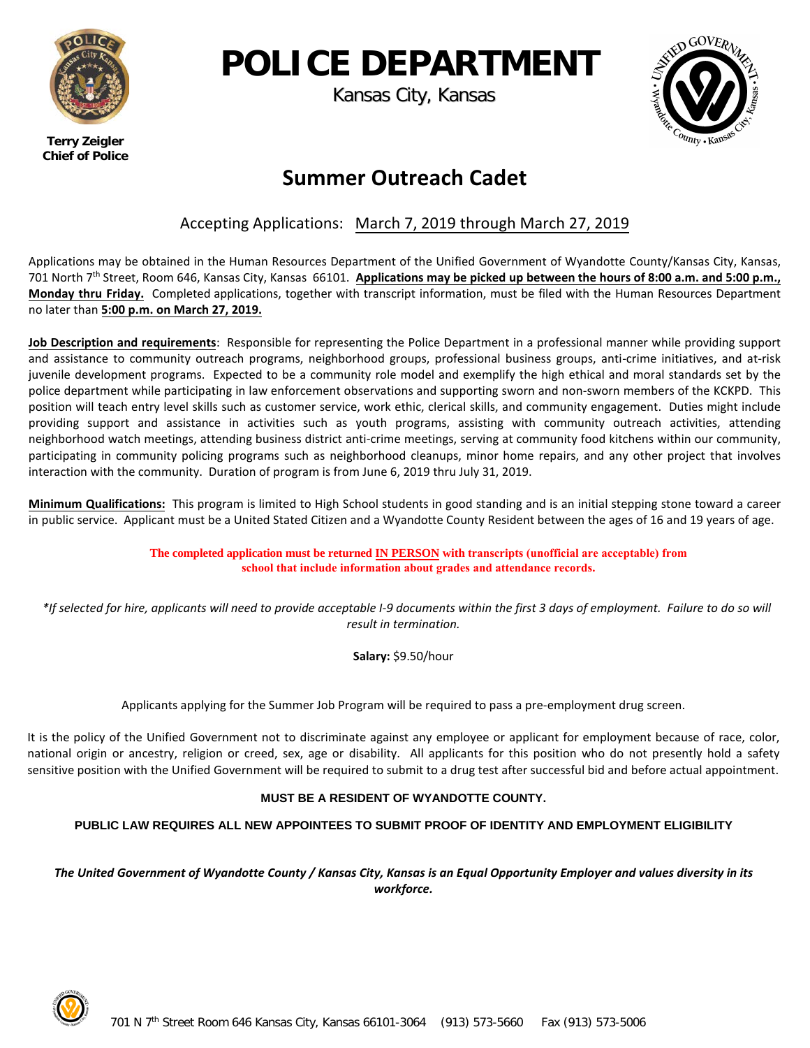# POLICE DEPARTMENT

Kansas City, Kansas

**Terry Zeigler**
**Chief of Police**

## Summer Outreach Cadet

Accepting Applications: March 7, 2019 through March 27, 2019

Applications may be obtained in the Human Resources Department of the Unified Government of Wyandotte County/Kansas City, Kansas, 701 North 7th Street, Room 646, Kansas City, Kansas 66101. **Applications may be picked up between the hours of 8:00 a.m. and 5:00 p.m., Monday thru Friday.** Completed applications, together with transcript information, must be filed with the Human Resources Department no later than **5:00 p.m. on March 27, 2019.**

**Job Description and requirements**: Responsible for representing the Police Department in a professional manner while providing support and assistance to community outreach programs, neighborhood groups, professional business groups, anti-crime initiatives, and at-risk juvenile development programs. Expected to be a community role model and exemplify the high ethical and moral standards set by the police department while participating in law enforcement observations and supporting sworn and non-sworn members of the KCKPD. This position will teach entry level skills such as customer service, work ethic, clerical skills, and community engagement. Duties might include providing support and assistance in activities such as youth programs, assisting with community outreach activities, attending neighborhood watch meetings, attending business district anti-crime meetings, serving at community food kitchens within our community, participating in community policing programs such as neighborhood cleanups, minor home repairs, and any other project that involves interaction with the community. Duration of program is from June 6, 2019 thru July 31, 2019.

**Minimum Qualifications:** This program is limited to High School students in good standing and is an initial stepping stone toward a career in public service. Applicant must be a United Stated Citizen and a Wyandotte County Resident between the ages of 16 and 19 years of age.

**The completed application must be returned IN PERSON with transcripts (unofficial are acceptable) from school that include information about grades and attendance records.**

*\*If selected for hire, applicants will need to provide acceptable I-9 documents within the first 3 days of employment. Failure to do so will result in termination.*

**Salary:** $9.50/hour

Applicants applying for the Summer Job Program will be required to pass a pre-employment drug screen.

It is the policy of the Unified Government not to discriminate against any employee or applicant for employment because of race, color, national origin or ancestry, religion or creed, sex, age or disability. All applicants for this position who do not presently hold a safety sensitive position with the Unified Government will be required to submit to a drug test after successful bid and before actual appointment.

**MUST BE A RESIDENT OF WYANDOTTE COUNTY.**

**PUBLIC LAW REQUIRES ALL NEW APPOINTEES TO SUBMIT PROOF OF IDENTITY AND EMPLOYMENT ELIGIBILITY**

***The United Government of Wyandotte County / Kansas City, Kansas is an Equal Opportunity Employer and values diversity in its workforce.***

701 N 7th Street Room 646 Kansas City, Kansas 66101-3064 (913) 573-5660 Fax (913) 573-5006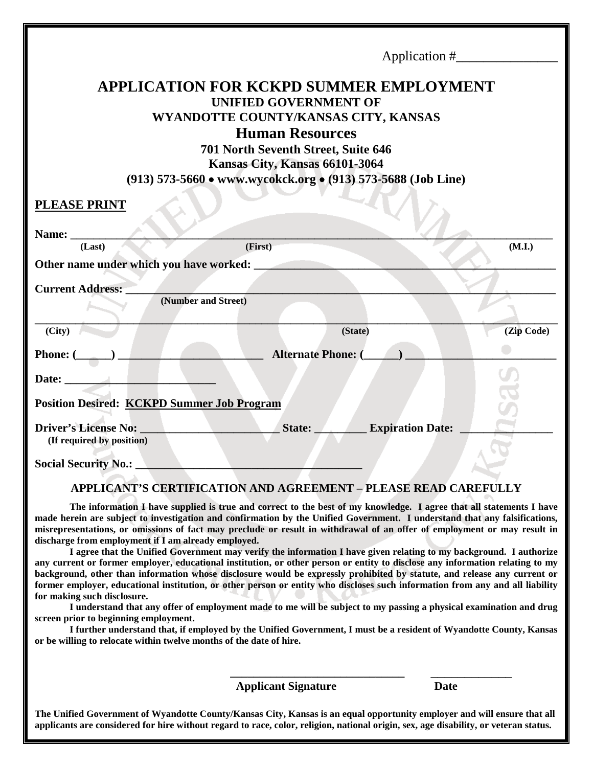Application #_______________

# APPLICATION FOR KCKPD SUMMER EMPLOYMENT

**UNIFIED GOVERNMENT OF**

**WYANDOTTE COUNTY/KANSAS CITY, KANSAS**

## Human Resources

**701 North Seventh Street, Suite 646**

**Kansas City, Kansas 66101-3064**

**(913) 573-5660 • www.wycokck.org • (913) 573-5688 (Job Line)**

**PLEASE PRINT**

**Name:** ____________________________________________________________________________
**(Last)** **(First)** **(M.I.)**

**Other name under which you have worked:** ____________________________________________

**Current Address:** _________________________________________________________________
**(Number and Street)**

____________________________________________________________________________________
**(City)** **(State)** **(Zip Code)**

**Phone: (______)** ________________________ **Alternate Phone: (______)** __________________________

**Date:** __________________________

**Position Desired:** **KCKPD Summer Job Program**

**Driver's License No:** ________________________ **State:** _________ **Expiration Date:** _______________
**(If required by position)**

**Social Security No.:** ______________________________________

### APPLICANT'S CERTIFICATION AND AGREEMENT – PLEASE READ CAREFULLY

**The information I have supplied is true and correct to the best of my knowledge. I agree that all statements I have made herein are subject to investigation and confirmation by the Unified Government. I understand that any falsifications, misrepresentations, or omissions of fact may preclude or result in withdrawal of an offer of employment or may result in discharge from employment if I am already employed.**

**I agree that the Unified Government may verify the information I have given relating to my background. I authorize any current or former employer, educational institution, or other person or entity to disclose any information relating to my background, other than information whose disclosure would be expressly prohibited by statute, and release any current or former employer, educational institution, or other person or entity who discloses such information from any and all liability for making such disclosure.**

**I understand that any offer of employment made to me will be subject to my passing a physical examination and drug screen prior to beginning employment.**

**I further understand that, if employed by the Unified Government, I must be a resident of Wyandotte County, Kansas or be willing to relocate within twelve months of the date of hire.**

______________________________ ______________
**Applicant Signature** **Date**

**The Unified Government of Wyandotte County/Kansas City, Kansas is an equal opportunity employer and will ensure that all applicants are considered for hire without regard to race, color, religion, national origin, sex, age disability, or veteran status.**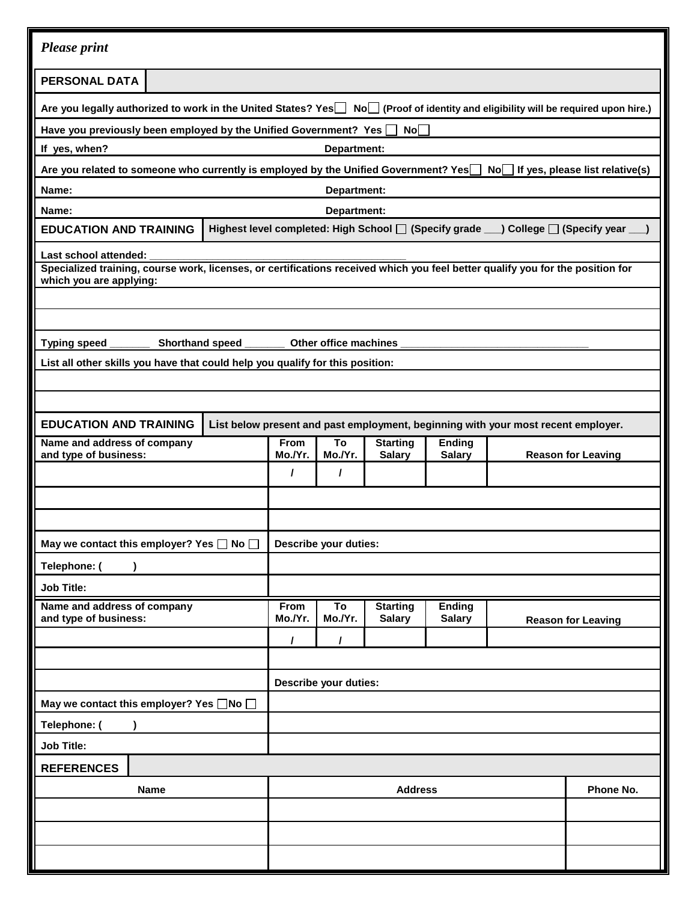*Please print*

## PERSONAL DATA

**Are you legally authorized to work in the United States?** Yes ☐ No ☐ **(Proof of identity and eligibility will be required upon hire.)**

**Have you previously been employed by the Unified Government?** Yes ☐ No ☐

**If yes, when?** **Department:**

**Are you related to someone who currently is employed by the Unified Government?** Yes ☐ No ☐ **If yes, please list relative(s)**

**Name:** **Department:**

**Name:** **Department:**

## EDUCATION AND TRAINING

**Highest level completed:** High School ☐ (Specify grade ___) College ☐ (Specify year ___)

**Last school attended:** ___________________________________________

**Specialized training, course work, licenses, or certifications received which you feel better qualify you for the position for which you are applying:**

**Typing speed** _______ **Shorthand speed** _______ **Other office machines** _________________________________

**List all other skills you have that could help you qualify for this position:**

## EDUCATION AND TRAINING

**List below present and past employment, beginning with your most recent employer.**

| Name and address of company and type of business: | From Mo./Yr. | To Mo./Yr. | Starting Salary | Ending Salary | Reason for Leaving |
|---|---|---|---|---|---|
| | / | / | | | |
| | | | | | |
| | | | | | |
| May we contact this employer? Yes ☐ No ☐ | Describe your duties: | | | | |
| Telephone: (     ) | | | | | |
| Job Title: | | | | | |

| Name and address of company and type of business: | From Mo./Yr. | To Mo./Yr. | Starting Salary | Ending Salary | Reason for Leaving |
|---|---|---|---|---|---|
| | / | / | | | |
| | | | | | |
| | Describe your duties: | | | | |
| May we contact this employer? Yes ☐ No ☐ | | | | | |
| Telephone: (     ) | | | | | |
| Job Title: | | | | | |

## REFERENCES

| Name | Address | Phone No. |
|---|---|---|
| | | |
| | | |
| | | |